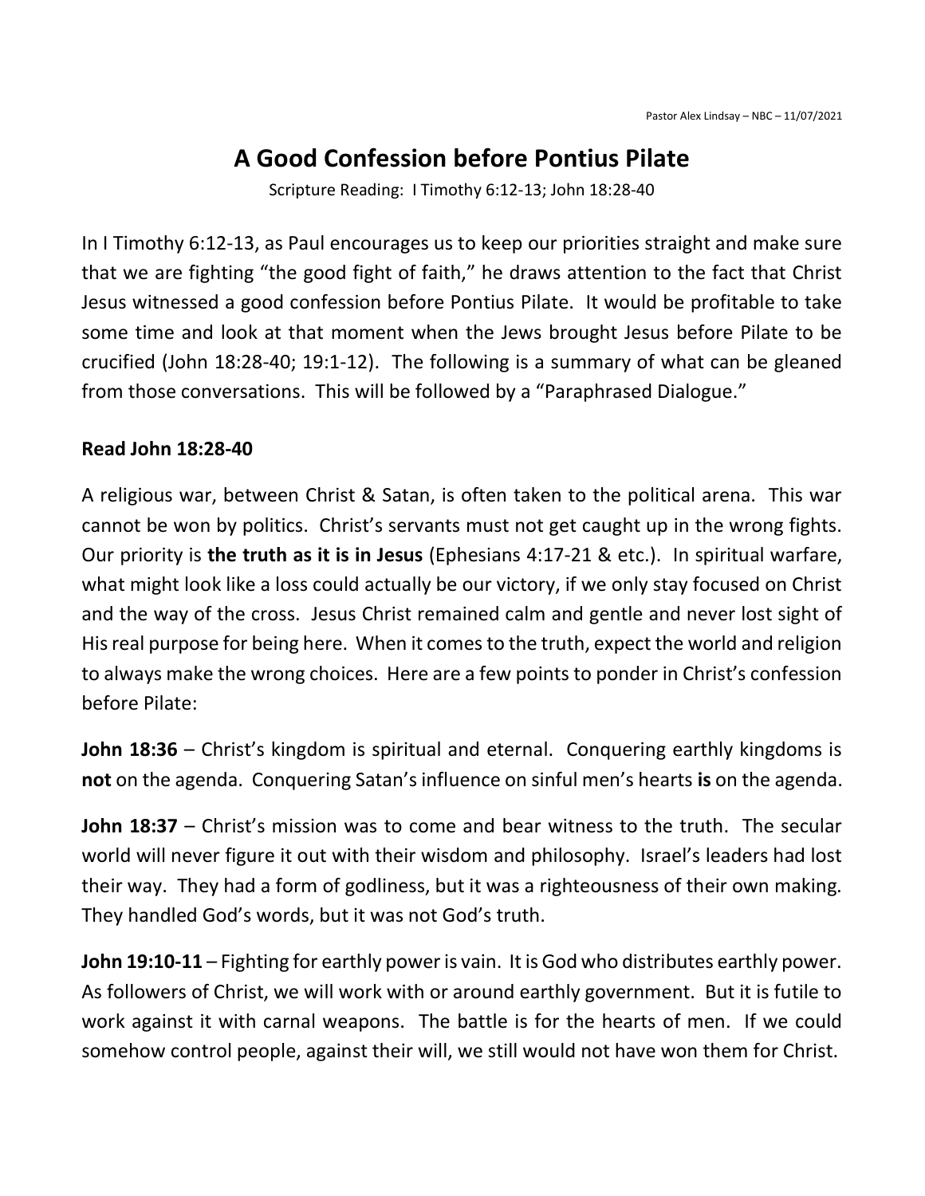Pastor Alex Lindsay – NBC – 11/07/2021

# A Good Confession before Pontius Pilate

Scripture Reading: I Timothy 6:12-13; John 18:28-40

In I Timothy 6:12-13, as Paul encourages us to keep our priorities straight and make sure that we are fighting "the good fight of faith," he draws attention to the fact that Christ Jesus witnessed a good confession before Pontius Pilate. It would be profitable to take some time and look at that moment when the Jews brought Jesus before Pilate to be crucified (John 18:28-40; 19:1-12). The following is a summary of what can be gleaned from those conversations. This will be followed by a "Paraphrased Dialogue."

**Read John 18:28-40**

A religious war, between Christ & Satan, is often taken to the political arena. This war cannot be won by politics. Christ's servants must not get caught up in the wrong fights. Our priority is **the truth as it is in Jesus** (Ephesians 4:17-21 & etc.). In spiritual warfare, what might look like a loss could actually be our victory, if we only stay focused on Christ and the way of the cross. Jesus Christ remained calm and gentle and never lost sight of His real purpose for being here. When it comes to the truth, expect the world and religion to always make the wrong choices. Here are a few points to ponder in Christ's confession before Pilate:

**John 18:36** – Christ's kingdom is spiritual and eternal. Conquering earthly kingdoms is **not** on the agenda. Conquering Satan's influence on sinful men's hearts **is** on the agenda.

**John 18:37** – Christ's mission was to come and bear witness to the truth. The secular world will never figure it out with their wisdom and philosophy. Israel's leaders had lost their way. They had a form of godliness, but it was a righteousness of their own making. They handled God's words, but it was not God's truth.

**John 19:10-11** – Fighting for earthly power is vain. It is God who distributes earthly power. As followers of Christ, we will work with or around earthly government. But it is futile to work against it with carnal weapons. The battle is for the hearts of men. If we could somehow control people, against their will, we still would not have won them for Christ.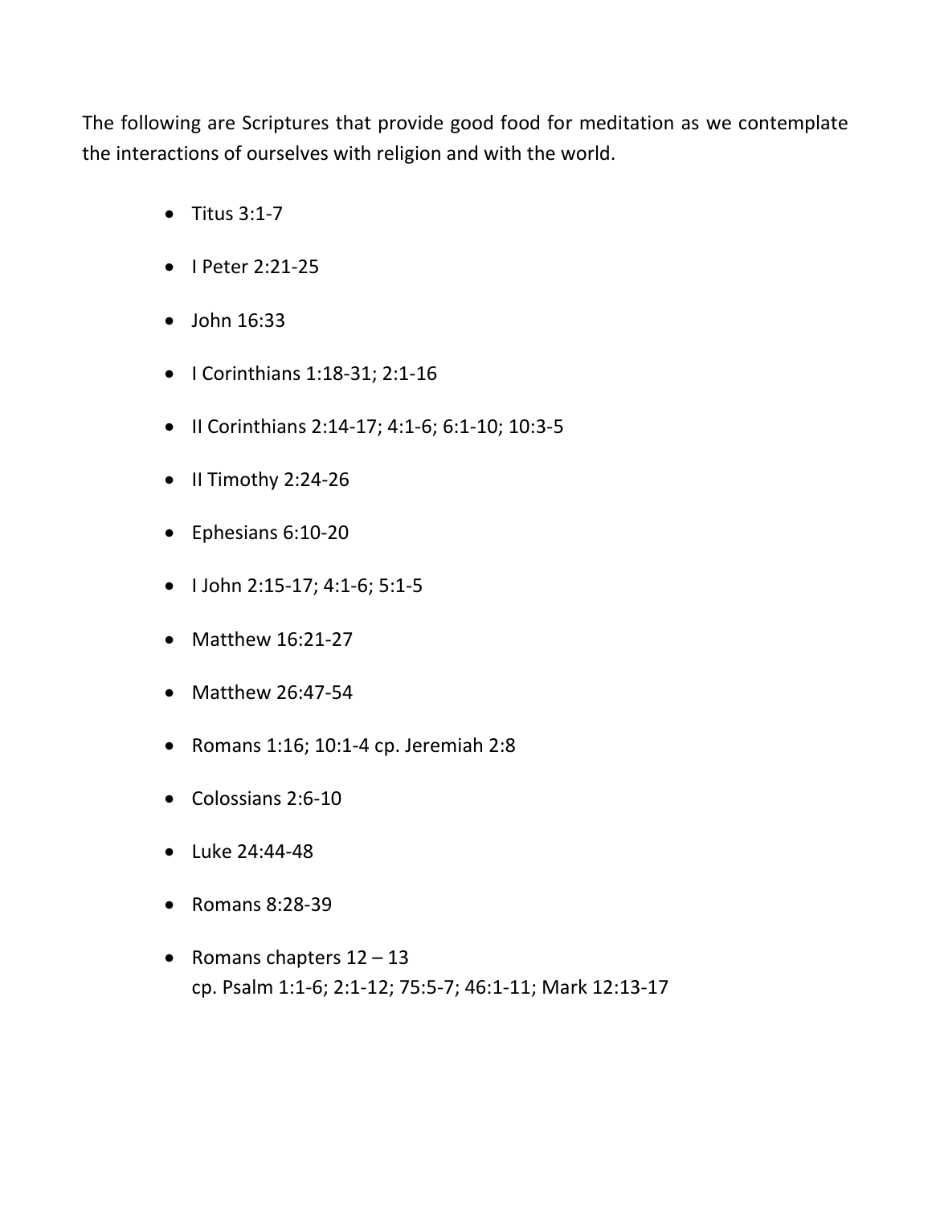The following are Scriptures that provide good food for meditation as we contemplate the interactions of ourselves with religion and with the world.

- Titus 3:1-7
- I Peter 2:21-25
- John 16:33
- I Corinthians 1:18-31; 2:1-16
- II Corinthians 2:14-17; 4:1-6; 6:1-10; 10:3-5
- II Timothy 2:24-26
- Ephesians 6:10-20
- I John 2:15-17; 4:1-6; 5:1-5
- Matthew 16:21-27
- Matthew 26:47-54
- Romans 1:16; 10:1-4 cp. Jeremiah 2:8
- Colossians 2:6-10
- Luke 24:44-48
- Romans 8:28-39
- Romans chapters 12 – 13
  cp. Psalm 1:1-6; 2:1-12; 75:5-7; 46:1-11; Mark 12:13-17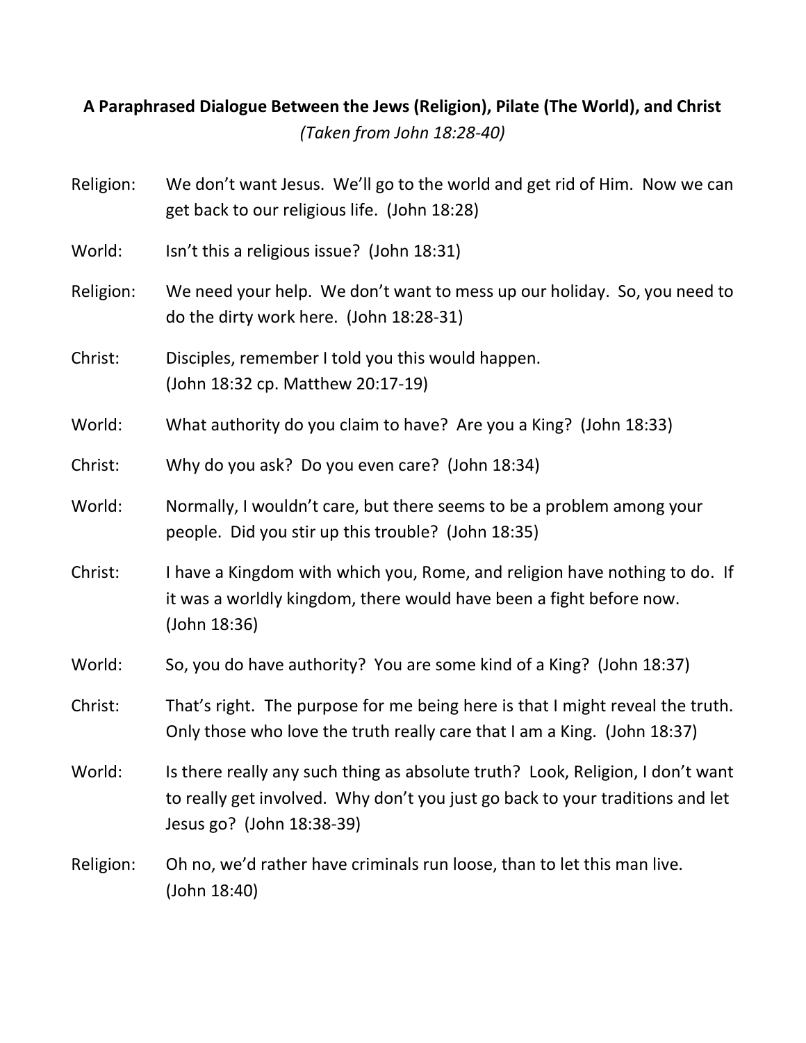**A Paraphrased Dialogue Between the Jews (Religion), Pilate (The World), and Christ**

*(Taken from John 18:28-40)*

Religion: We don't want Jesus. We'll go to the world and get rid of Him. Now we can get back to our religious life. (John 18:28)

World: Isn't this a religious issue? (John 18:31)

Religion: We need your help. We don't want to mess up our holiday. So, you need to do the dirty work here. (John 18:28-31)

Christ: Disciples, remember I told you this would happen. (John 18:32 cp. Matthew 20:17-19)

World: What authority do you claim to have? Are you a King? (John 18:33)

Christ: Why do you ask? Do you even care? (John 18:34)

World: Normally, I wouldn't care, but there seems to be a problem among your people. Did you stir up this trouble? (John 18:35)

Christ: I have a Kingdom with which you, Rome, and religion have nothing to do. If it was a worldly kingdom, there would have been a fight before now. (John 18:36)

World: So, you do have authority? You are some kind of a King? (John 18:37)

Christ: That's right. The purpose for me being here is that I might reveal the truth. Only those who love the truth really care that I am a King. (John 18:37)

World: Is there really any such thing as absolute truth? Look, Religion, I don't want to really get involved. Why don't you just go back to your traditions and let Jesus go? (John 18:38-39)

Religion: Oh no, we'd rather have criminals run loose, than to let this man live. (John 18:40)